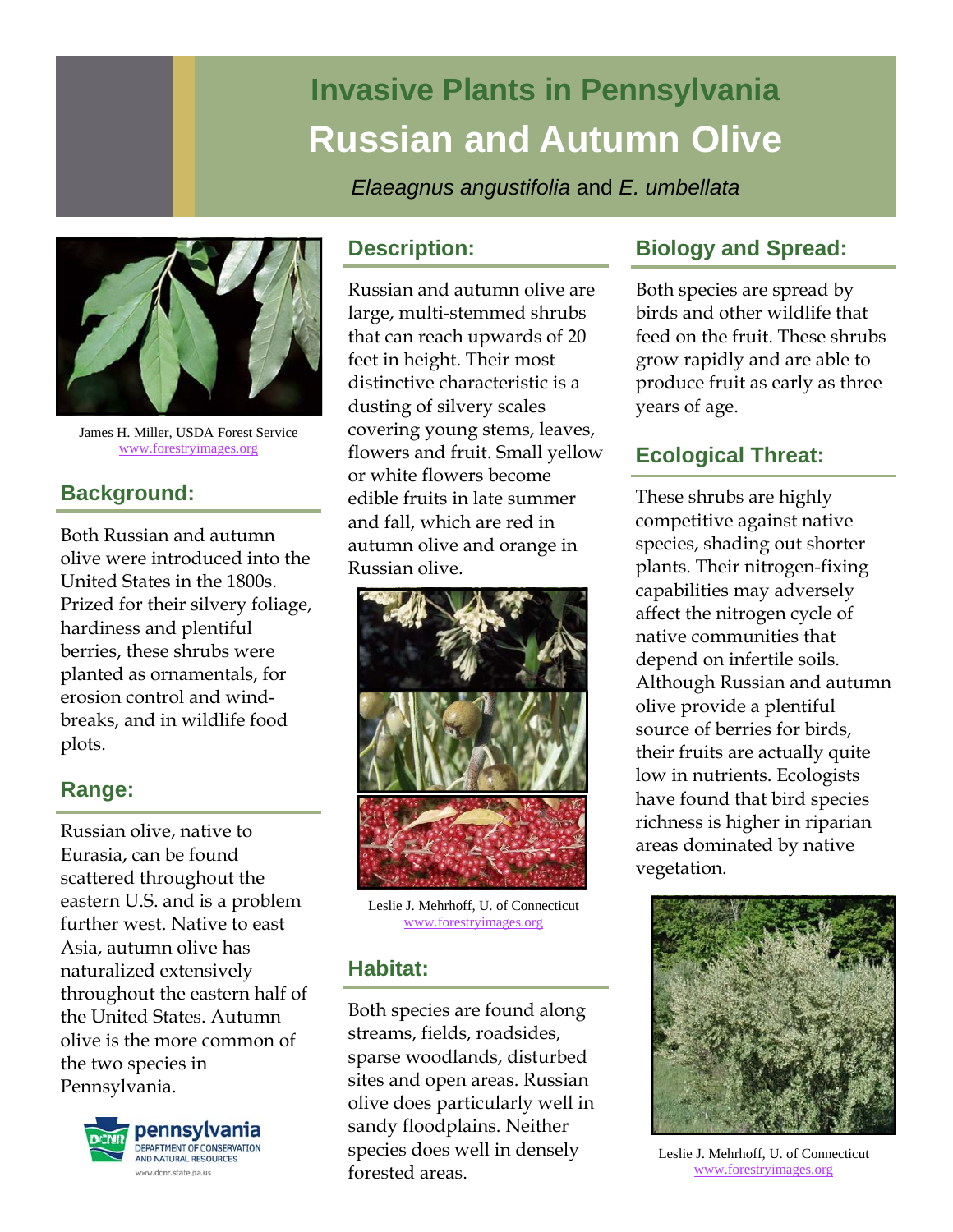# Invasive Plants in Pennsylvania

# Russian and Autumn Olive

*Elaeagnus angustifolia* and *E. umbellata*

James H. Miller, USDA Forest Service
www.forestryimages.org

## Background:

Both Russian and autumn olive were introduced into the United States in the 1800s. Prized for their silvery foliage, hardiness and plentiful berries, these shrubs were planted as ornamentals, for erosion control and wind-breaks, and in wildlife food plots.

## Range:

Russian olive, native to Eurasia, can be found scattered throughout the eastern U.S. and is a problem further west. Native to east Asia, autumn olive has naturalized extensively throughout the eastern half of the United States. Autumn olive is the more common of the two species in Pennsylvania.

pennsylvania
DEPARTMENT OF CONSERVATION AND NATURAL RESOURCES
www.dcnr.state.pa.us

## Description:

Russian and autumn olive are large, multi-stemmed shrubs that can reach upwards of 20 feet in height. Their most distinctive characteristic is a dusting of silvery scales covering young stems, leaves, flowers and fruit. Small yellow or white flowers become edible fruits in late summer and fall, which are red in autumn olive and orange in Russian olive.

Leslie J. Mehrhoff, U. of Connecticut
www.forestryimages.org

## Habitat:

Both species are found along streams, fields, roadsides, sparse woodlands, disturbed sites and open areas. Russian olive does particularly well in sandy floodplains. Neither species does well in densely forested areas.

## Biology and Spread:

Both species are spread by birds and other wildlife that feed on the fruit. These shrubs grow rapidly and are able to produce fruit as early as three years of age.

## Ecological Threat:

These shrubs are highly competitive against native species, shading out shorter plants. Their nitrogen-fixing capabilities may adversely affect the nitrogen cycle of native communities that depend on infertile soils. Although Russian and autumn olive provide a plentiful source of berries for birds, their fruits are actually quite low in nutrients. Ecologists have found that bird species richness is higher in riparian areas dominated by native vegetation.

Leslie J. Mehrhoff, U. of Connecticut
www.forestryimages.org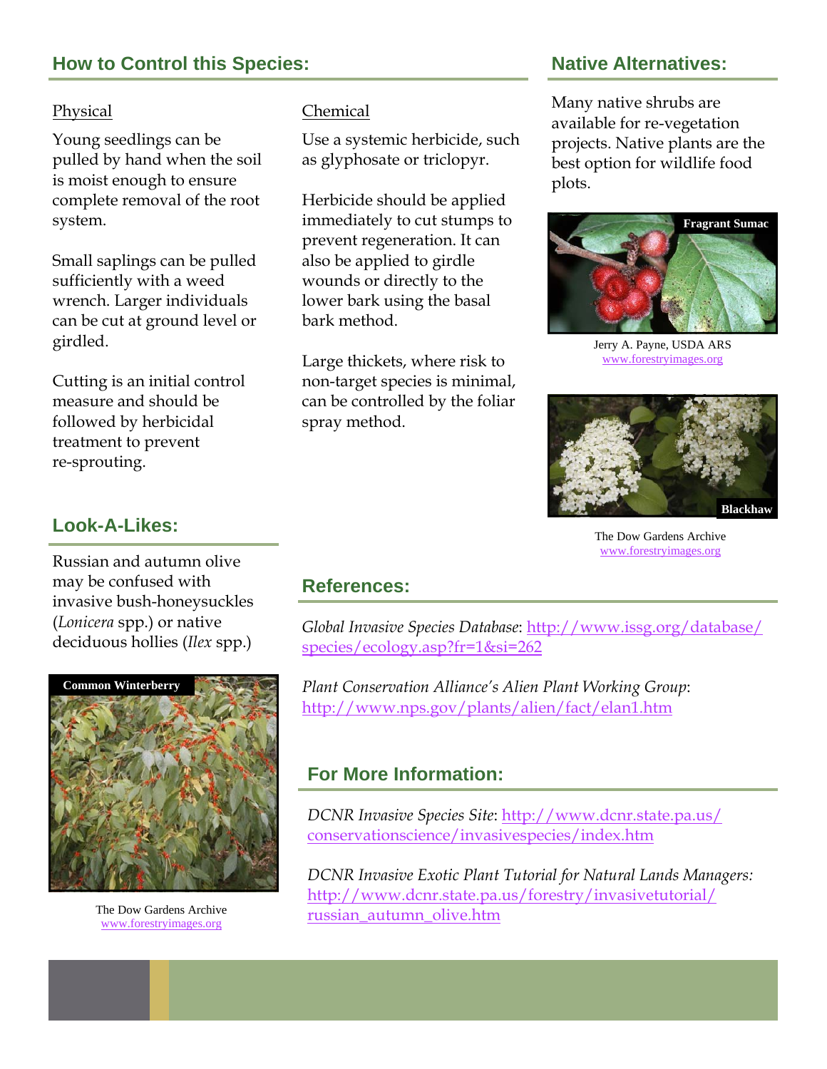## How to Control this Species:

Physical

Young seedlings can be pulled by hand when the soil is moist enough to ensure complete removal of the root system.

Small saplings can be pulled sufficiently with a weed wrench. Larger individuals can be cut at ground level or girdled.

Cutting is an initial control measure and should be followed by herbicidal treatment to prevent re-sprouting.

Chemical

Use a systemic herbicide, such as glyphosate or triclopyr.

Herbicide should be applied immediately to cut stumps to prevent regeneration. It can also be applied to girdle wounds or directly to the lower bark using the basal bark method.

Large thickets, where risk to non-target species is minimal, can be controlled by the foliar spray method.

## Look-A-Likes:

Russian and autumn olive may be confused with invasive bush-honeysuckles (*Lonicera* spp.) or native deciduous hollies (*Ilex* spp.)

**Common Winterberry**

The Dow Gardens Archive
www.forestryimages.org

## Native Alternatives:

Many native shrubs are available for re-vegetation projects. Native plants are the best option for wildlife food plots.

**Fragrant Sumac**

Jerry A. Payne, USDA ARS
www.forestryimages.org

**Blackhaw**

The Dow Gardens Archive
www.forestryimages.org

## References:

*Global Invasive Species Database*: http://www.issg.org/database/species/ecology.asp?fr=1&si=262

*Plant Conservation Alliance's Alien Plant Working Group*: http://www.nps.gov/plants/alien/fact/elan1.htm

## For More Information:

*DCNR Invasive Species Site*: http://www.dcnr.state.pa.us/conservationscience/invasivespecies/index.htm

*DCNR Invasive Exotic Plant Tutorial for Natural Lands Managers:* http://www.dcnr.state.pa.us/forestry/invasivetutorial/russian_autumn_olive.htm